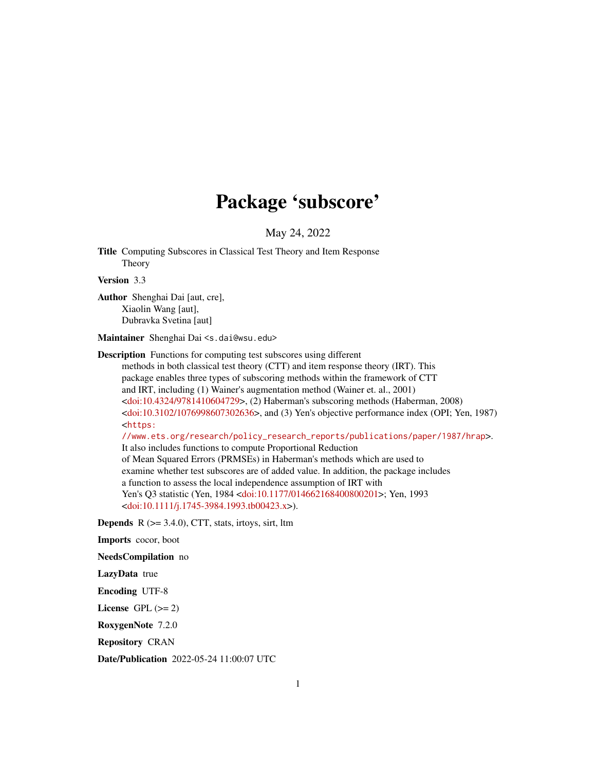# Package 'subscore'

May 24, 2022

**Title** Computing Subscores in Classical Test Theory and Item Response Theory

**Version** 3.3

**Author** Shenghai Dai [aut, cre],
Xiaolin Wang [aut],
Dubravka Svetina [aut]

**Maintainer** Shenghai Dai <s.dai@wsu.edu>

**Description** Functions for computing test subscores using different methods in both classical test theory (CTT) and item response theory (IRT). This package enables three types of subscoring methods within the framework of CTT and IRT, including (1) Wainer's augmentation method (Wainer et. al., 2001) <doi:10.4324/9781410604729>, (2) Haberman's subscoring methods (Haberman, 2008) <doi:10.3102/1076998607302636>, and (3) Yen's objective performance index (OPI; Yen, 1987) <https://www.ets.org/research/policy_research_reports/publications/paper/1987/hrap>. It also includes functions to compute Proportional Reduction of Mean Squared Errors (PRMSEs) in Haberman's methods which are used to examine whether test subscores are of added value. In addition, the package includes a function to assess the local independence assumption of IRT with Yen's Q3 statistic (Yen, 1984 <doi:10.1177/014662168400800201>; Yen, 1993 <doi:10.1111/j.1745-3984.1993.tb00423.x>).

**Depends** R (>= 3.4.0), CTT, stats, irtoys, sirt, ltm

**Imports** cocor, boot

**NeedsCompilation** no

**LazyData** true

**Encoding** UTF-8

**License** GPL (>= 2)

**RoxygenNote** 7.2.0

**Repository** CRAN

**Date/Publication** 2022-05-24 11:00:07 UTC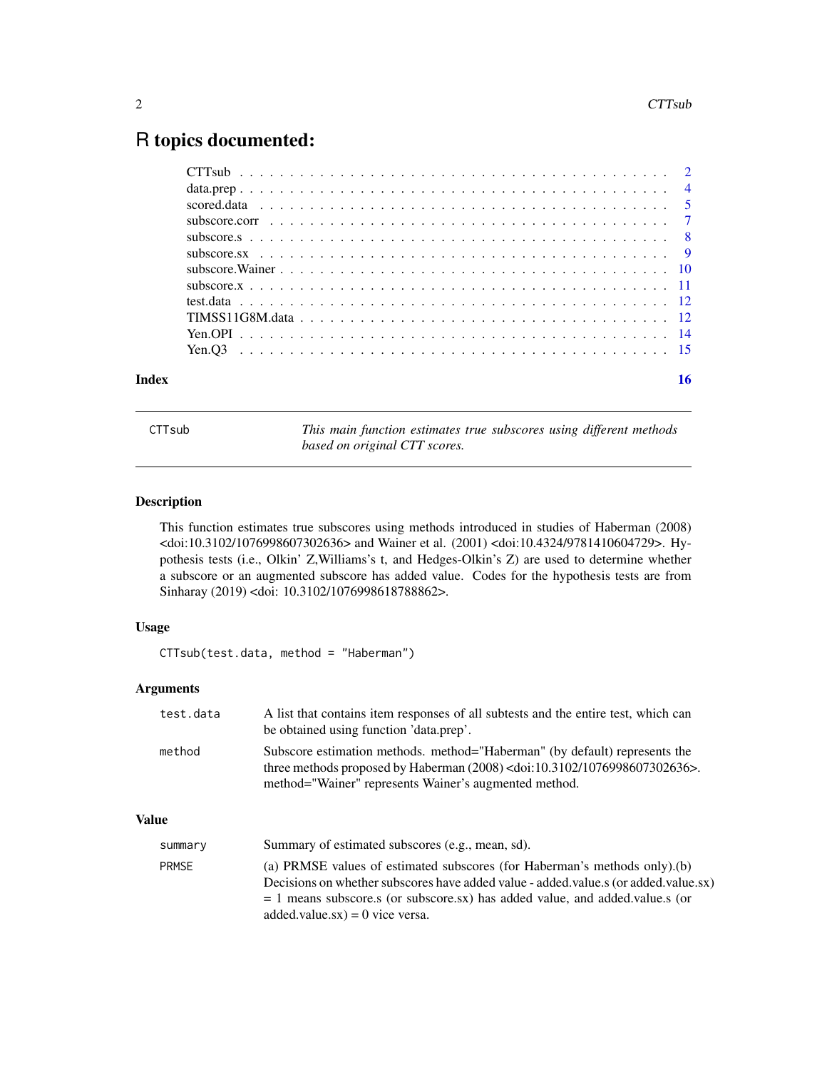# R topics documented:

| | |
|---|---|
| CTTsub | 2 |
| data.prep | 4 |
| scored.data | 5 |
| subscore.corr | 7 |
| subscore.s | 8 |
| subscore.sx | 9 |
| subscore.Wainer | 10 |
| subscore.x | 11 |
| test.data | 12 |
| TIMSS11G8M.data | 12 |
| Yen.OPI | 14 |
| Yen.Q3 | 15 |

**Index** **16**

---

`CTTsub` *This main function estimates true subscores using different methods based on original CTT scores.*

---

### Description

This function estimates true subscores using methods introduced in studies of Haberman (2008) <doi:10.3102/1076998607302636> and Wainer et al. (2001) <doi:10.4324/9781410604729>. Hypothesis tests (i.e., Olkin' Z,Williams's t, and Hedges-Olkin's Z) are used to determine whether a subscore or an augmented subscore has added value. Codes for the hypothesis tests are from Sinharay (2019) <doi: 10.3102/1076998618788862>.

### Usage

```
CTTsub(test.data, method = "Haberman")
```

### Arguments

| | |
|---|---|
| `test.data` | A list that contains item responses of all subtests and the entire test, which can be obtained using function 'data.prep'. |
| `method` | Subscore estimation methods. method="Haberman" (by default) represents the three methods proposed by Haberman (2008) <doi:10.3102/1076998607302636>. method="Wainer" represents Wainer's augmented method. |

### Value

| | |
|---|---|
| `summary` | Summary of estimated subscores (e.g., mean, sd). |
| `PRMSE` | (a) PRMSE values of estimated subscores (for Haberman's methods only).(b) Decisions on whether subscores have added value - added.value.s (or added.value.sx) = 1 means subscore.s (or subscore.sx) has added value, and added.value.s (or added.value.sx) = 0 vice versa. |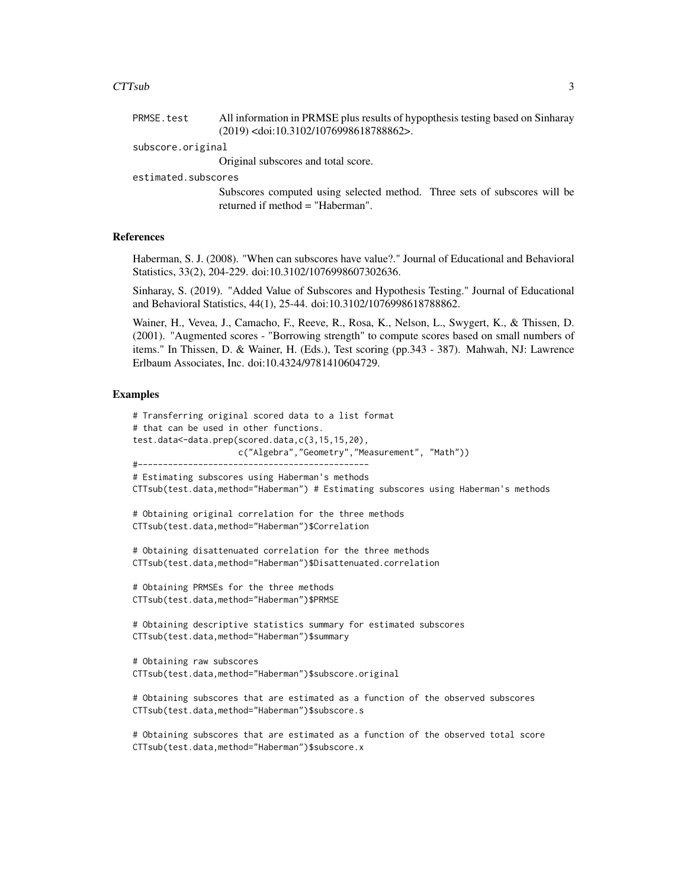PRMSE.test All information in PRMSE plus results of hypopthesis testing based on Sinharay (2019) <doi:10.3102/1076998618788862>.

subscore.original
Original subscores and total score.

estimated.subscores
Subscores computed using selected method. Three sets of subscores will be returned if method = "Haberman".

## References

Haberman, S. J. (2008). "When can subscores have value?." Journal of Educational and Behavioral Statistics, 33(2), 204-229. doi:10.3102/1076998607302636.

Sinharay, S. (2019). "Added Value of Subscores and Hypothesis Testing." Journal of Educational and Behavioral Statistics, 44(1), 25-44. doi:10.3102/1076998618788862.

Wainer, H., Vevea, J., Camacho, F., Reeve, R., Rosa, K., Nelson, L., Swygert, K., & Thissen, D. (2001). "Augmented scores - "Borrowing strength" to compute scores based on small numbers of items." In Thissen, D. & Wainer, H. (Eds.), Test scoring (pp.343 - 387). Mahwah, NJ: Lawrence Erlbaum Associates, Inc. doi:10.4324/9781410604729.

## Examples

```
# Transferring original scored data to a list format
# that can be used in other functions.
test.data<-data.prep(scored.data,c(3,15,15,20),
                     c("Algebra","Geometry","Measurement", "Math"))
#-----------------------------------------------
# Estimating subscores using Haberman's methods
CTTsub(test.data,method="Haberman") # Estimating subscores using Haberman's methods

# Obtaining original correlation for the three methods
CTTsub(test.data,method="Haberman")$Correlation

# Obtaining disattenuated correlation for the three methods
CTTsub(test.data,method="Haberman")$Disattenuated.correlation

# Obtaining PRMSEs for the three methods
CTTsub(test.data,method="Haberman")$PRMSE

# Obtaining descriptive statistics summary for estimated subscores
CTTsub(test.data,method="Haberman")$summary

# Obtaining raw subscores
CTTsub(test.data,method="Haberman")$subscore.original

# Obtaining subscores that are estimated as a function of the observed subscores
CTTsub(test.data,method="Haberman")$subscore.s

# Obtaining subscores that are estimated as a function of the observed total score
CTTsub(test.data,method="Haberman")$subscore.x
```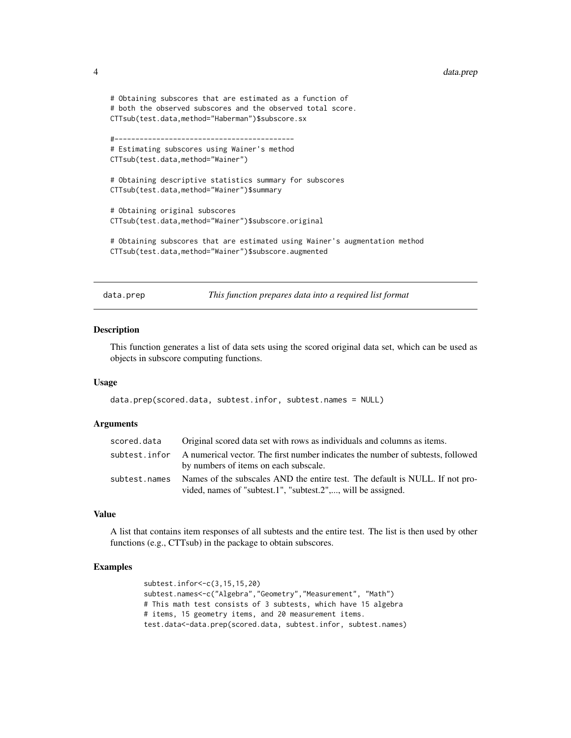```
# Obtaining subscores that are estimated as a function of
# both the observed subscores and the observed total score.
CTTsub(test.data,method="Haberman")$subscore.sx

#------------------------------------------
# Estimating subscores using Wainer's method
CTTsub(test.data,method="Wainer")

# Obtaining descriptive statistics summary for subscores
CTTsub(test.data,method="Wainer")$summary

# Obtaining original subscores
CTTsub(test.data,method="Wainer")$subscore.original

# Obtaining subscores that are estimated using Wainer's augmentation method
CTTsub(test.data,method="Wainer")$subscore.augmented
```

## data.prep — *This function prepares data into a required list format*

### Description

This function generates a list of data sets using the scored original data set, which can be used as objects in subscore computing functions.

### Usage

```
data.prep(scored.data, subtest.infor, subtest.names = NULL)
```

### Arguments

| | |
|---|---|
| scored.data | Original scored data set with rows as individuals and columns as items. |
| subtest.infor | A numerical vector. The first number indicates the number of subtests, followed by numbers of items on each subscale. |
| subtest.names | Names of the subscales AND the entire test. The default is NULL. If not provided, names of "subtest.1", "subtest.2",..., will be assigned. |

### Value

A list that contains item responses of all subtests and the entire test. The list is then used by other functions (e.g., CTTsub) in the package to obtain subscores.

### Examples

```
subtest.infor<-c(3,15,15,20)
subtest.names<-c("Algebra","Geometry","Measurement", "Math")
# This math test consists of 3 subtests, which have 15 algebra
# items, 15 geometry items, and 20 measurement items.
test.data<-data.prep(scored.data, subtest.infor, subtest.names)
```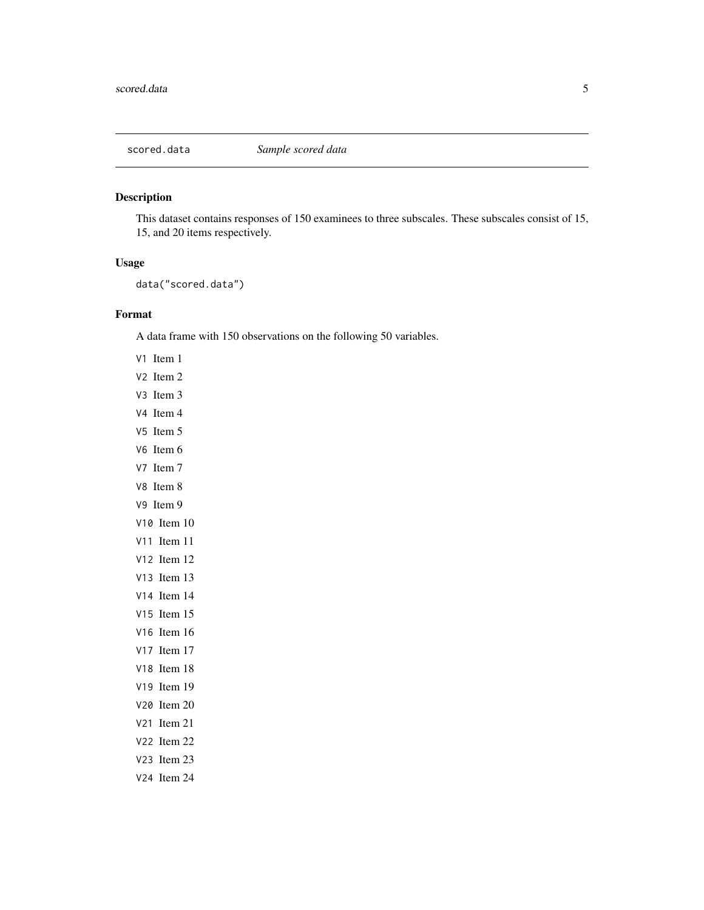## scored.data    *Sample scored data*

### Description

This dataset contains responses of 150 examinees to three subscales. These subscales consist of 15, 15, and 20 items respectively.

### Usage

```
data("scored.data")
```

### Format

A data frame with 150 observations on the following 50 variables.

`V1` Item 1

`V2` Item 2

`V3` Item 3

`V4` Item 4

`V5` Item 5

`V6` Item 6

`V7` Item 7

`V8` Item 8

`V9` Item 9

`V10` Item 10

`V11` Item 11

`V12` Item 12

`V13` Item 13

`V14` Item 14

`V15` Item 15

`V16` Item 16

`V17` Item 17

`V18` Item 18

`V19` Item 19

`V20` Item 20

`V21` Item 21

`V22` Item 22

`V23` Item 23

`V24` Item 24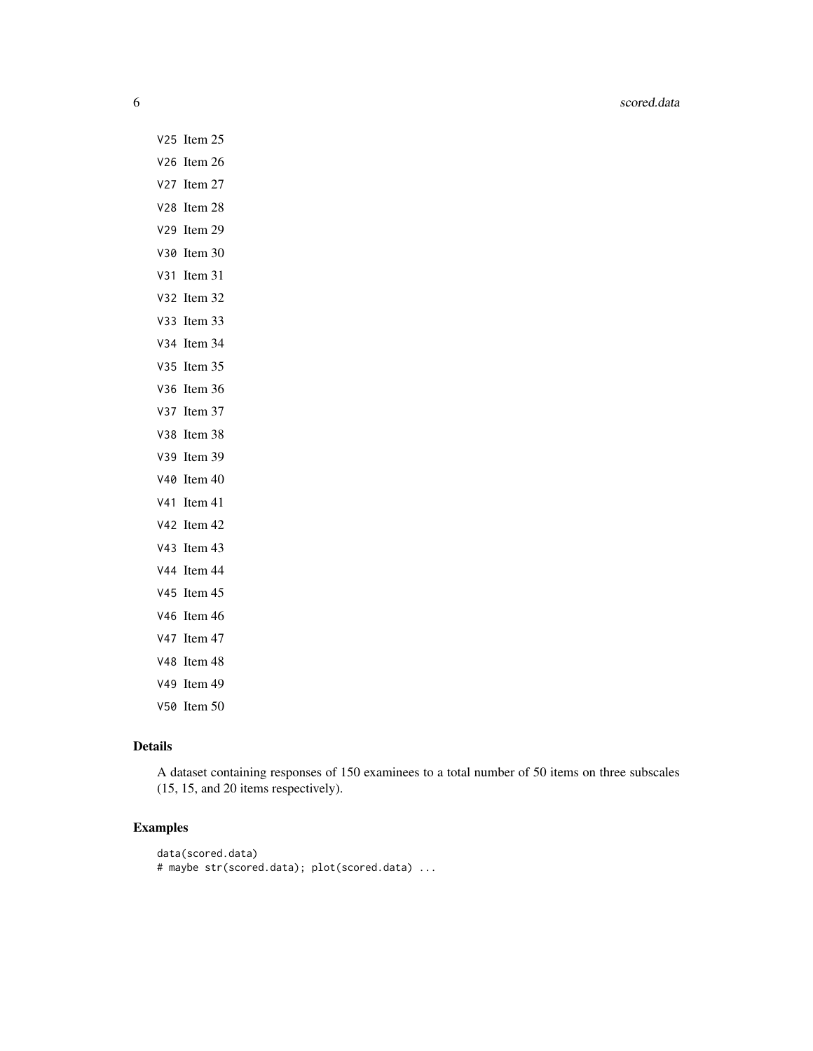V25 Item 25

V26 Item 26

V27 Item 27

V28 Item 28

V29 Item 29

V30 Item 30

V31 Item 31

V32 Item 32

V33 Item 33

V34 Item 34

V35 Item 35

V36 Item 36

V37 Item 37

V38 Item 38

V39 Item 39

V40 Item 40

V41 Item 41

V42 Item 42

V43 Item 43

V44 Item 44

V45 Item 45

V46 Item 46

V47 Item 47

V48 Item 48

V49 Item 49

V50 Item 50

## Details

A dataset containing responses of 150 examinees to a total number of 50 items on three subscales (15, 15, and 20 items respectively).

## Examples

```
data(scored.data)
# maybe str(scored.data); plot(scored.data) ...
```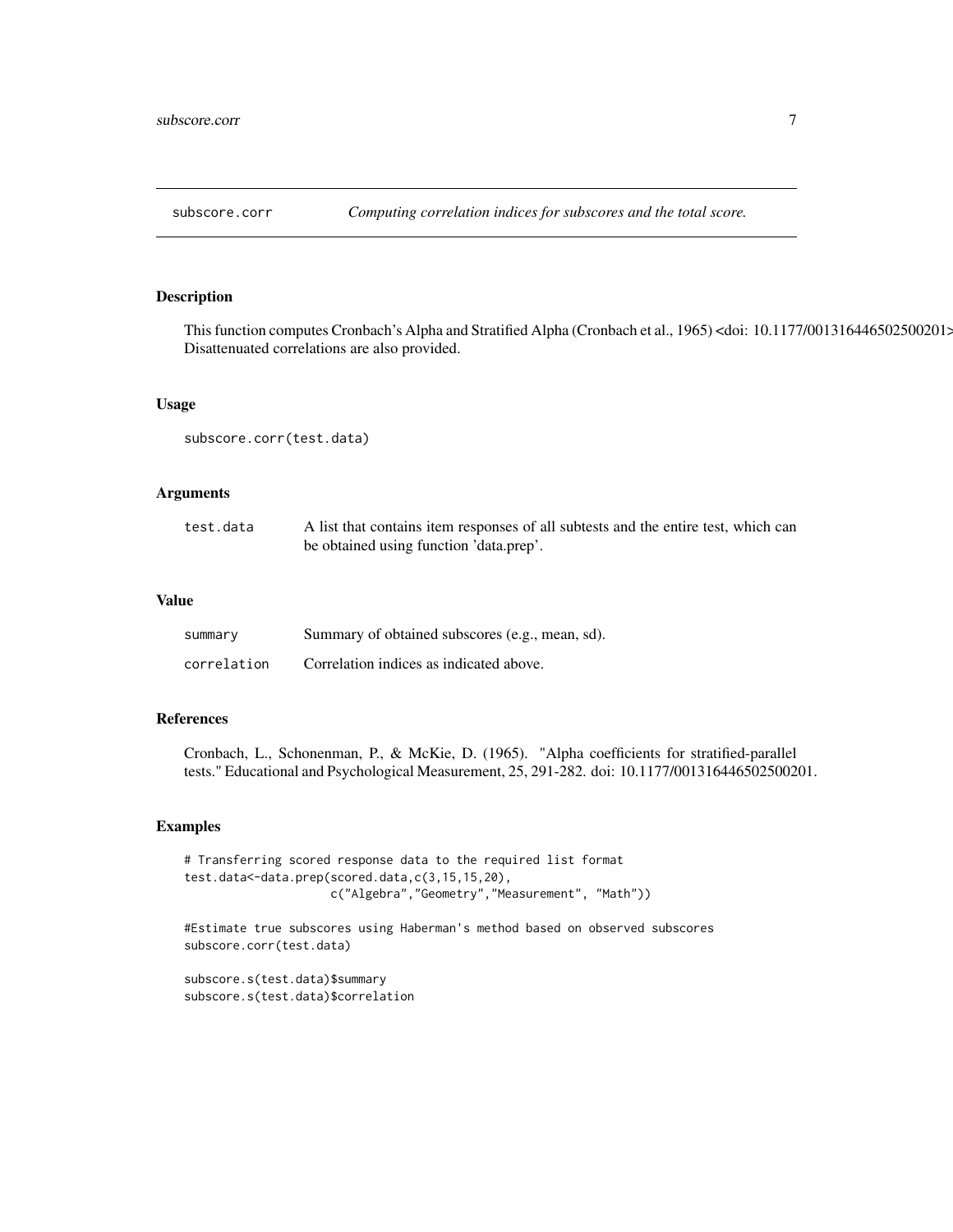## subscore.corr — *Computing correlation indices for subscores and the total score.*

### Description

This function computes Cronbach's Alpha and Stratified Alpha (Cronbach et al., 1965) <doi: 10.1177/001316446502500201> Disattenuated correlations are also provided.

### Usage

```
subscore.corr(test.data)
```

### Arguments

| | |
|---|---|
| `test.data` | A list that contains item responses of all subtests and the entire test, which can be obtained using function 'data.prep'. |

### Value

| | |
|---|---|
| `summary` | Summary of obtained subscores (e.g., mean, sd). |
| `correlation` | Correlation indices as indicated above. |

### References

Cronbach, L., Schonenman, P., & McKie, D. (1965). "Alpha coefficients for stratified-parallel tests." Educational and Psychological Measurement, 25, 291-282. doi: 10.1177/001316446502500201.

### Examples

```
# Transferring scored response data to the required list format
test.data<-data.prep(scored.data,c(3,15,15,20),
                     c("Algebra","Geometry","Measurement", "Math"))

#Estimate true subscores using Haberman's method based on observed subscores
subscore.corr(test.data)

subscore.s(test.data)$summary
subscore.s(test.data)$correlation
```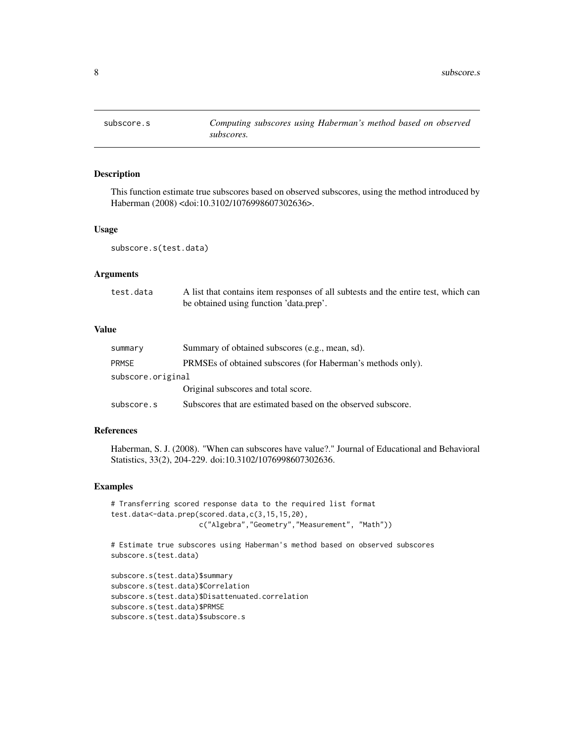subscore.s — *Computing subscores using Haberman's method based on observed subscores.*

## Description

This function estimate true subscores based on observed subscores, using the method introduced by Haberman (2008) <doi:10.3102/1076998607302636>.

## Usage

```
subscore.s(test.data)
```

## Arguments

| | |
|---|---|
| test.data | A list that contains item responses of all subtests and the entire test, which can be obtained using function 'data.prep'. |

## Value

| | |
|---|---|
| summary | Summary of obtained subscores (e.g., mean, sd). |
| PRMSE | PRMSEs of obtained subscores (for Haberman's methods only). |
| subscore.original | Original subscores and total score. |
| subscore.s | Subscores that are estimated based on the observed subscore. |

## References

Haberman, S. J. (2008). "When can subscores have value?." Journal of Educational and Behavioral Statistics, 33(2), 204-229. doi:10.3102/1076998607302636.

## Examples

```
# Transferring scored response data to the required list format
test.data<-data.prep(scored.data,c(3,15,15,20),
                     c("Algebra","Geometry","Measurement", "Math"))

# Estimate true subscores using Haberman's method based on observed subscores
subscore.s(test.data)

subscore.s(test.data)$summary
subscore.s(test.data)$Correlation
subscore.s(test.data)$Disattenuated.correlation
subscore.s(test.data)$PRMSE
subscore.s(test.data)$subscore.s
```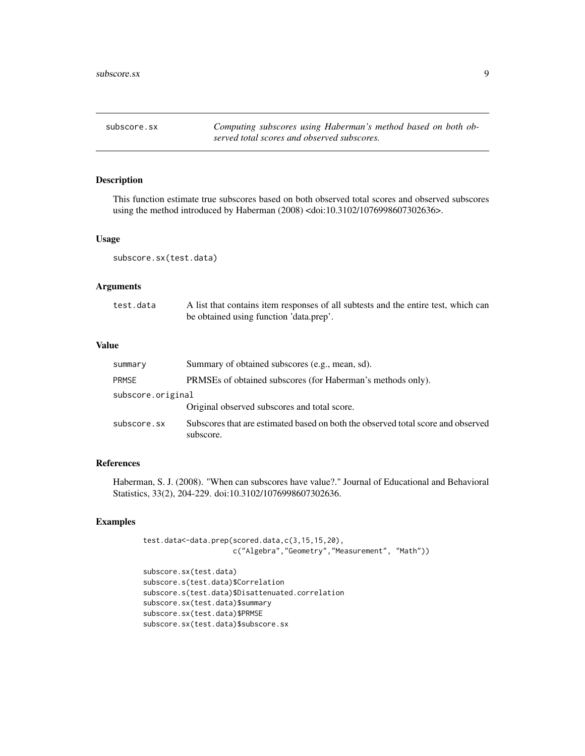## subscore.sx — *Computing subscores using Haberman's method based on both observed total scores and observed subscores.*

### Description

This function estimate true subscores based on both observed total scores and observed subscores using the method introduced by Haberman (2008) <doi:10.3102/1076998607302636>.

### Usage

```
subscore.sx(test.data)
```

### Arguments

| | |
|---|---|
| test.data | A list that contains item responses of all subtests and the entire test, which can be obtained using function 'data.prep'. |

### Value

| | |
|---|---|
| summary | Summary of obtained subscores (e.g., mean, sd). |
| PRMSE | PRMSEs of obtained subscores (for Haberman's methods only). |
| subscore.original | Original observed subscores and total score. |
| subscore.sx | Subscores that are estimated based on both the observed total score and observed subscore. |

### References

Haberman, S. J. (2008). "When can subscores have value?." Journal of Educational and Behavioral Statistics, 33(2), 204-229. doi:10.3102/1076998607302636.

### Examples

```
test.data<-data.prep(scored.data,c(3,15,15,20),
                     c("Algebra","Geometry","Measurement", "Math"))

subscore.sx(test.data)
subscore.s(test.data)$Correlation
subscore.s(test.data)$Disattenuated.correlation
subscore.sx(test.data)$summary
subscore.sx(test.data)$PRMSE
subscore.sx(test.data)$subscore.sx
```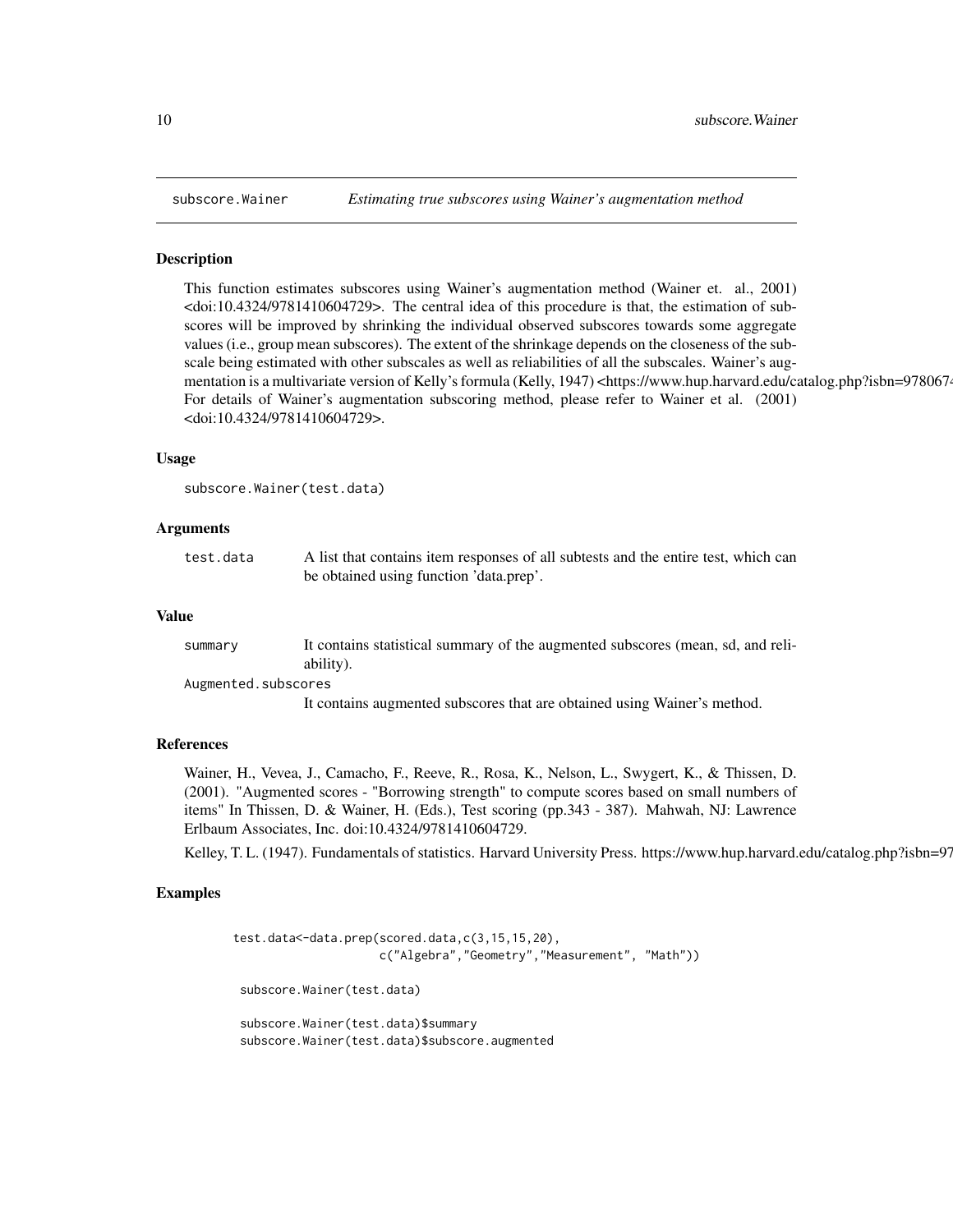## subscore.Wainer — *Estimating true subscores using Wainer's augmentation method*

### Description

This function estimates subscores using Wainer's augmentation method (Wainer et. al., 2001) <doi:10.4324/9781410604729>. The central idea of this procedure is that, the estimation of subscores will be improved by shrinking the individual observed subscores towards some aggregate values (i.e., group mean subscores). The extent of the shrinkage depends on the closeness of the subscale being estimated with other subscales as well as reliabilities of all the subscales. Wainer's augmentation is a multivariate version of Kelly's formula (Kelly, 1947) <https://www.hup.harvard.edu/catalog.php?isbn=978067 For details of Wainer's augmentation subscoring method, please refer to Wainer et al. (2001) <doi:10.4324/9781410604729>.

### Usage

```
subscore.Wainer(test.data)
```

### Arguments

| | |
|---|---|
| `test.data` | A list that contains item responses of all subtests and the entire test, which can be obtained using function 'data.prep'. |

### Value

| | |
|---|---|
| `summary` | It contains statistical summary of the augmented subscores (mean, sd, and reliability). |
| `Augmented.subscores` | It contains augmented subscores that are obtained using Wainer's method. |

### References

Wainer, H., Vevea, J., Camacho, F., Reeve, R., Rosa, K., Nelson, L., Swygert, K., & Thissen, D. (2001). "Augmented scores - "Borrowing strength" to compute scores based on small numbers of items" In Thissen, D. & Wainer, H. (Eds.), Test scoring (pp.343 - 387). Mahwah, NJ: Lawrence Erlbaum Associates, Inc. doi:10.4324/9781410604729.

Kelley, T. L. (1947). Fundamentals of statistics. Harvard University Press. https://www.hup.harvard.edu/catalog.php?isbn=97

### Examples

```
test.data<-data.prep(scored.data,c(3,15,15,20),
                    c("Algebra","Geometry","Measurement", "Math"))

 subscore.Wainer(test.data)

 subscore.Wainer(test.data)$summary
 subscore.Wainer(test.data)$subscore.augmented
```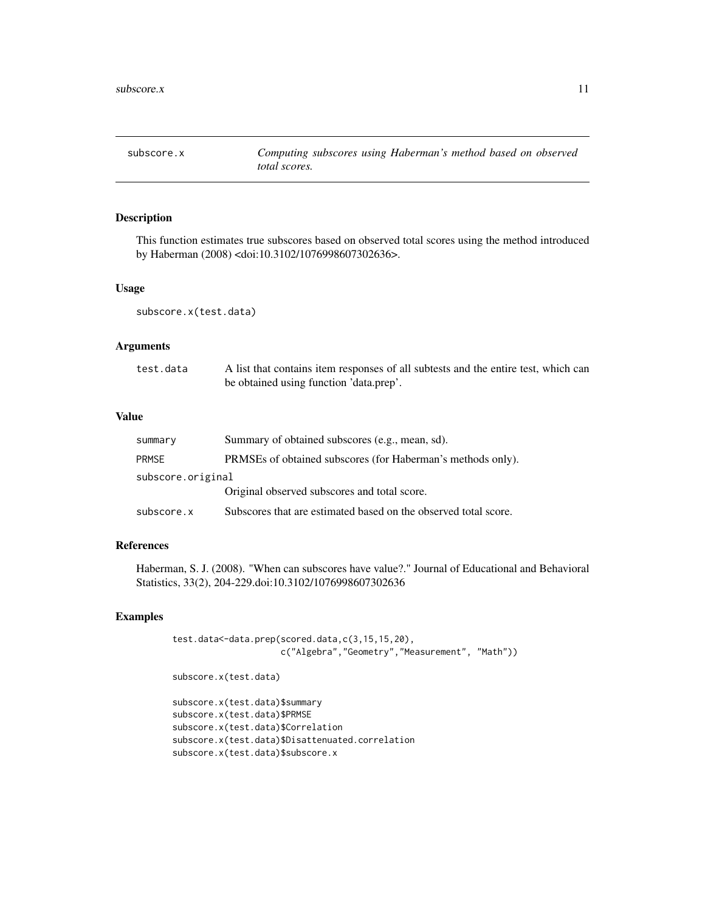## subscore.x    *Computing subscores using Haberman's method based on observed total scores.*

### Description

This function estimates true subscores based on observed total scores using the method introduced by Haberman (2008) <doi:10.3102/1076998607302636>.

### Usage

```
subscore.x(test.data)
```

### Arguments

| | |
|---|---|
| test.data | A list that contains item responses of all subtests and the entire test, which can be obtained using function 'data.prep'. |

### Value

| | |
|---|---|
| summary | Summary of obtained subscores (e.g., mean, sd). |
| PRMSE | PRMSEs of obtained subscores (for Haberman's methods only). |
| subscore.original | Original observed subscores and total score. |
| subscore.x | Subscores that are estimated based on the observed total score. |

### References

Haberman, S. J. (2008). "When can subscores have value?." Journal of Educational and Behavioral Statistics, 33(2), 204-229.doi:10.3102/1076998607302636

### Examples

```
test.data<-data.prep(scored.data,c(3,15,15,20),
                     c("Algebra","Geometry","Measurement", "Math"))

subscore.x(test.data)

subscore.x(test.data)$summary
subscore.x(test.data)$PRMSE
subscore.x(test.data)$Correlation
subscore.x(test.data)$Disattenuated.correlation
subscore.x(test.data)$subscore.x
```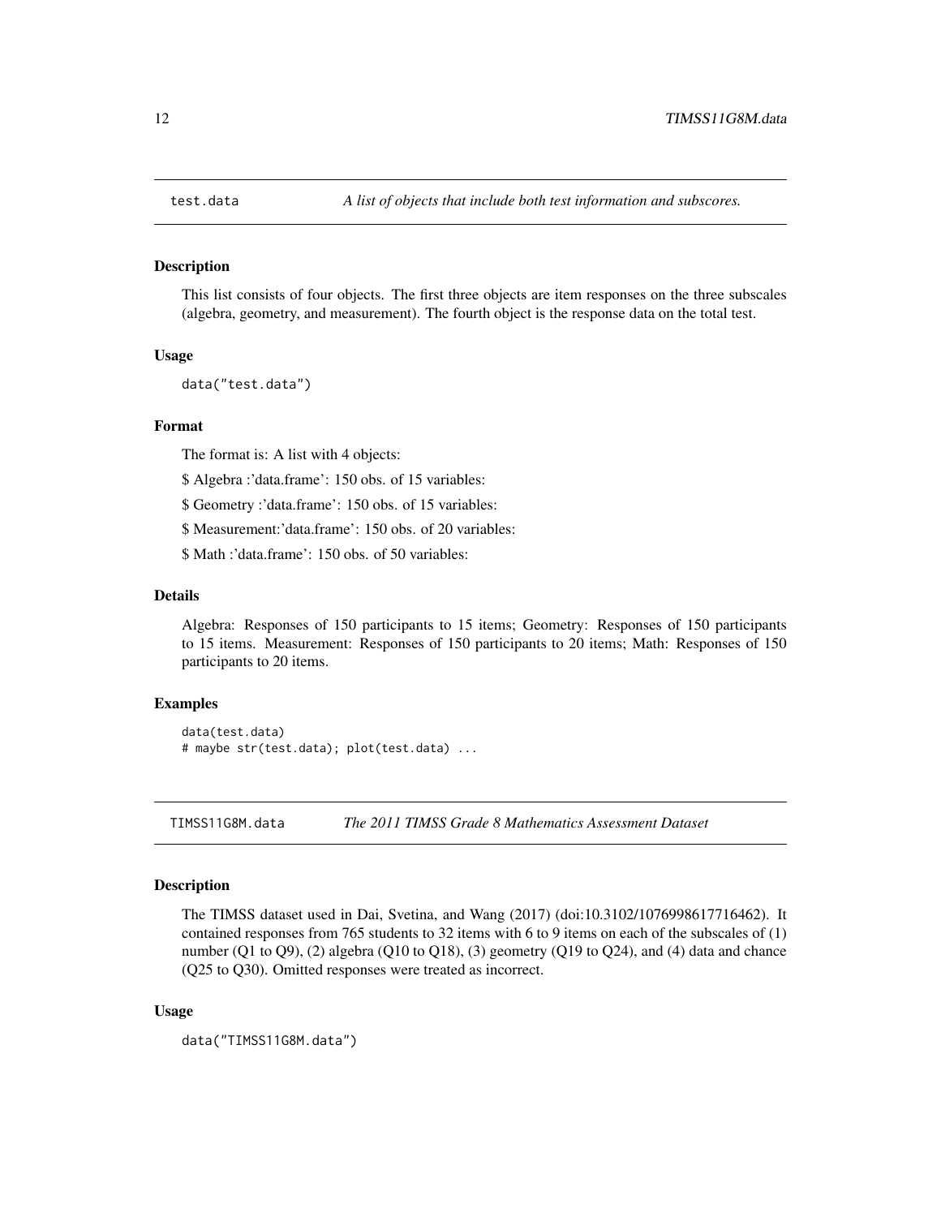## test.data — *A list of objects that include both test information and subscores.*

### Description

This list consists of four objects. The first three objects are item responses on the three subscales (algebra, geometry, and measurement). The fourth object is the response data on the total test.

### Usage

```
data("test.data")
```

### Format

The format is: A list with 4 objects:

$ Algebra :'data.frame': 150 obs. of 15 variables:

$ Geometry :'data.frame': 150 obs. of 15 variables:

$ Measurement:'data.frame': 150 obs. of 20 variables:

$ Math :'data.frame': 150 obs. of 50 variables:

### Details

Algebra: Responses of 150 participants to 15 items; Geometry: Responses of 150 participants to 15 items. Measurement: Responses of 150 participants to 20 items; Math: Responses of 150 participants to 20 items.

### Examples

```
data(test.data)
# maybe str(test.data); plot(test.data) ...
```

## TIMSS11G8M.data — *The 2011 TIMSS Grade 8 Mathematics Assessment Dataset*

### Description

The TIMSS dataset used in Dai, Svetina, and Wang (2017) (doi:10.3102/1076998617716462). It contained responses from 765 students to 32 items with 6 to 9 items on each of the subscales of (1) number (Q1 to Q9), (2) algebra (Q10 to Q18), (3) geometry (Q19 to Q24), and (4) data and chance (Q25 to Q30). Omitted responses were treated as incorrect.

### Usage

```
data("TIMSS11G8M.data")
```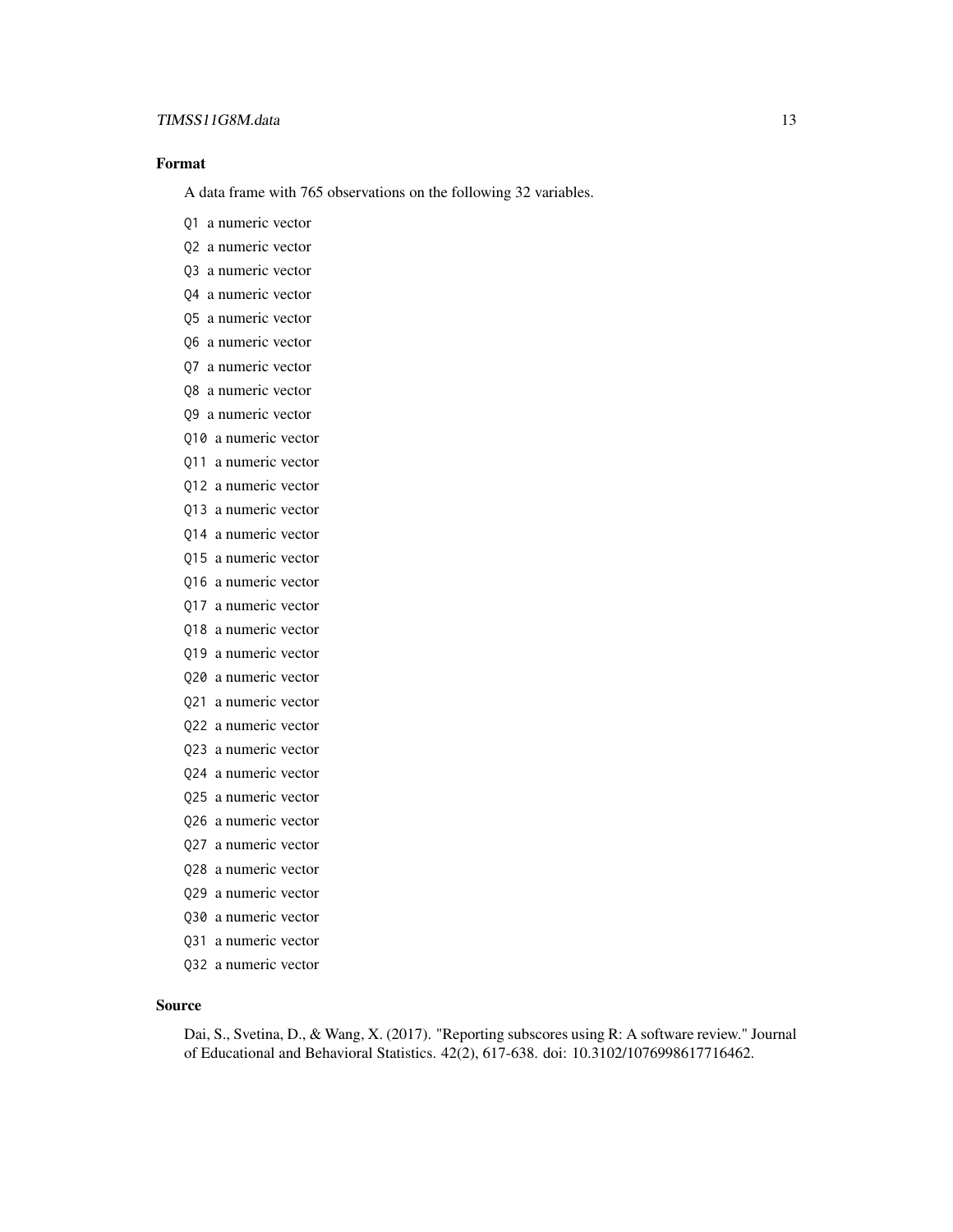### Format

A data frame with 765 observations on the following 32 variables.

- `Q1` a numeric vector
- `Q2` a numeric vector
- `Q3` a numeric vector
- `Q4` a numeric vector
- `Q5` a numeric vector
- `Q6` a numeric vector
- `Q7` a numeric vector
- `Q8` a numeric vector
- `Q9` a numeric vector
- `Q10` a numeric vector
- `Q11` a numeric vector
- `Q12` a numeric vector
- `Q13` a numeric vector
- `Q14` a numeric vector
- `Q15` a numeric vector
- `Q16` a numeric vector
- `Q17` a numeric vector
- `Q18` a numeric vector
- `Q19` a numeric vector
- `Q20` a numeric vector
- `Q21` a numeric vector
- `Q22` a numeric vector
- `Q23` a numeric vector
- `Q24` a numeric vector
- `Q25` a numeric vector
- `Q26` a numeric vector
- `Q27` a numeric vector
- `Q28` a numeric vector
- `Q29` a numeric vector
- `Q30` a numeric vector
- `Q31` a numeric vector
- `Q32` a numeric vector

### Source

Dai, S., Svetina, D., & Wang, X. (2017). "Reporting subscores using R: A software review." Journal of Educational and Behavioral Statistics. 42(2), 617-638. doi: 10.3102/1076998617716462.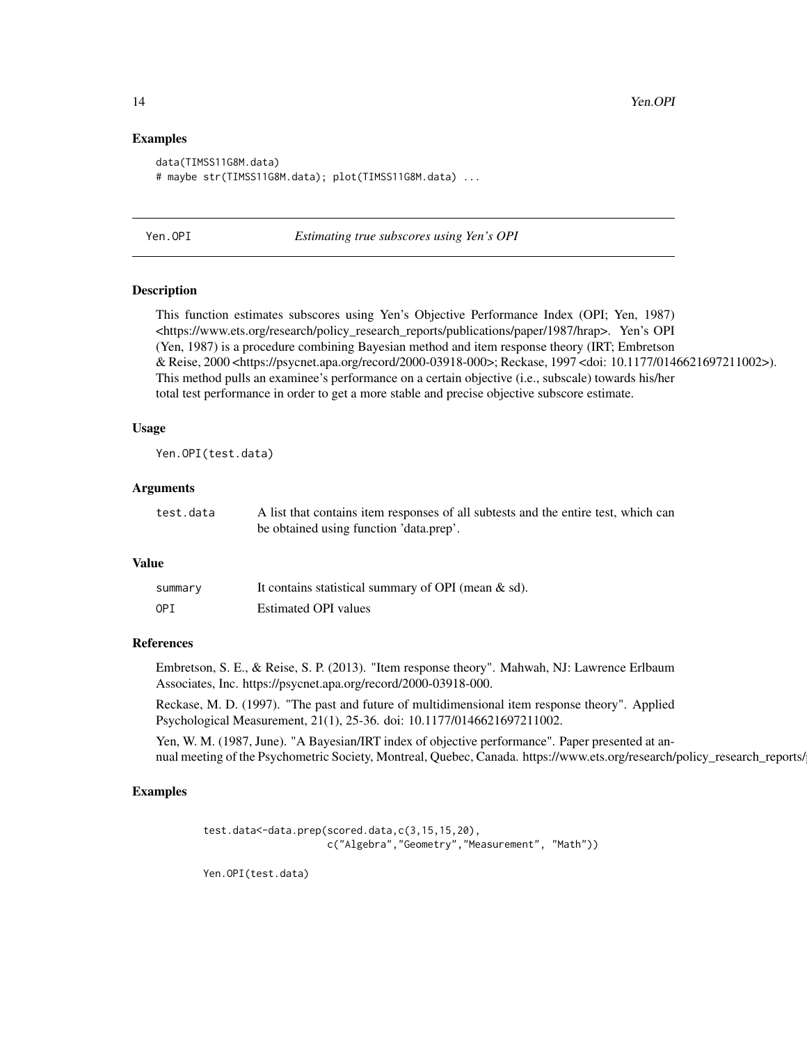### Examples

```
data(TIMSS11G8M.data)
# maybe str(TIMSS11G8M.data); plot(TIMSS11G8M.data) ...
```

---

## Yen.OPI    *Estimating true subscores using Yen's OPI*

---

### Description

This function estimates subscores using Yen's Objective Performance Index (OPI; Yen, 1987) <https://www.ets.org/research/policy_research_reports/publications/paper/1987/hrap>. Yen's OPI (Yen, 1987) is a procedure combining Bayesian method and item response theory (IRT; Embretson & Reise, 2000 <https://psycnet.apa.org/record/2000-03918-000>; Reckase, 1997 <doi: 10.1177/0146621697211002>). This method pulls an examinee's performance on a certain objective (i.e., subscale) towards his/her total test performance in order to get a more stable and precise objective subscore estimate.

### Usage

```
Yen.OPI(test.data)
```

### Arguments

| | |
|---|---|
| `test.data` | A list that contains item responses of all subtests and the entire test, which can be obtained using function 'data.prep'. |

### Value

| | |
|---|---|
| `summary` | It contains statistical summary of OPI (mean & sd). |
| `OPI` | Estimated OPI values |

### References

Embretson, S. E., & Reise, S. P. (2013). "Item response theory". Mahwah, NJ: Lawrence Erlbaum Associates, Inc. https://psycnet.apa.org/record/2000-03918-000.

Reckase, M. D. (1997). "The past and future of multidimensional item response theory". Applied Psychological Measurement, 21(1), 25-36. doi: 10.1177/0146621697211002.

Yen, W. M. (1987, June). "A Bayesian/IRT index of objective performance". Paper presented at annual meeting of the Psychometric Society, Montreal, Quebec, Canada. https://www.ets.org/research/policy_research_reports/

### Examples

```
test.data<-data.prep(scored.data,c(3,15,15,20),
                     c("Algebra","Geometry","Measurement", "Math"))

Yen.OPI(test.data)
```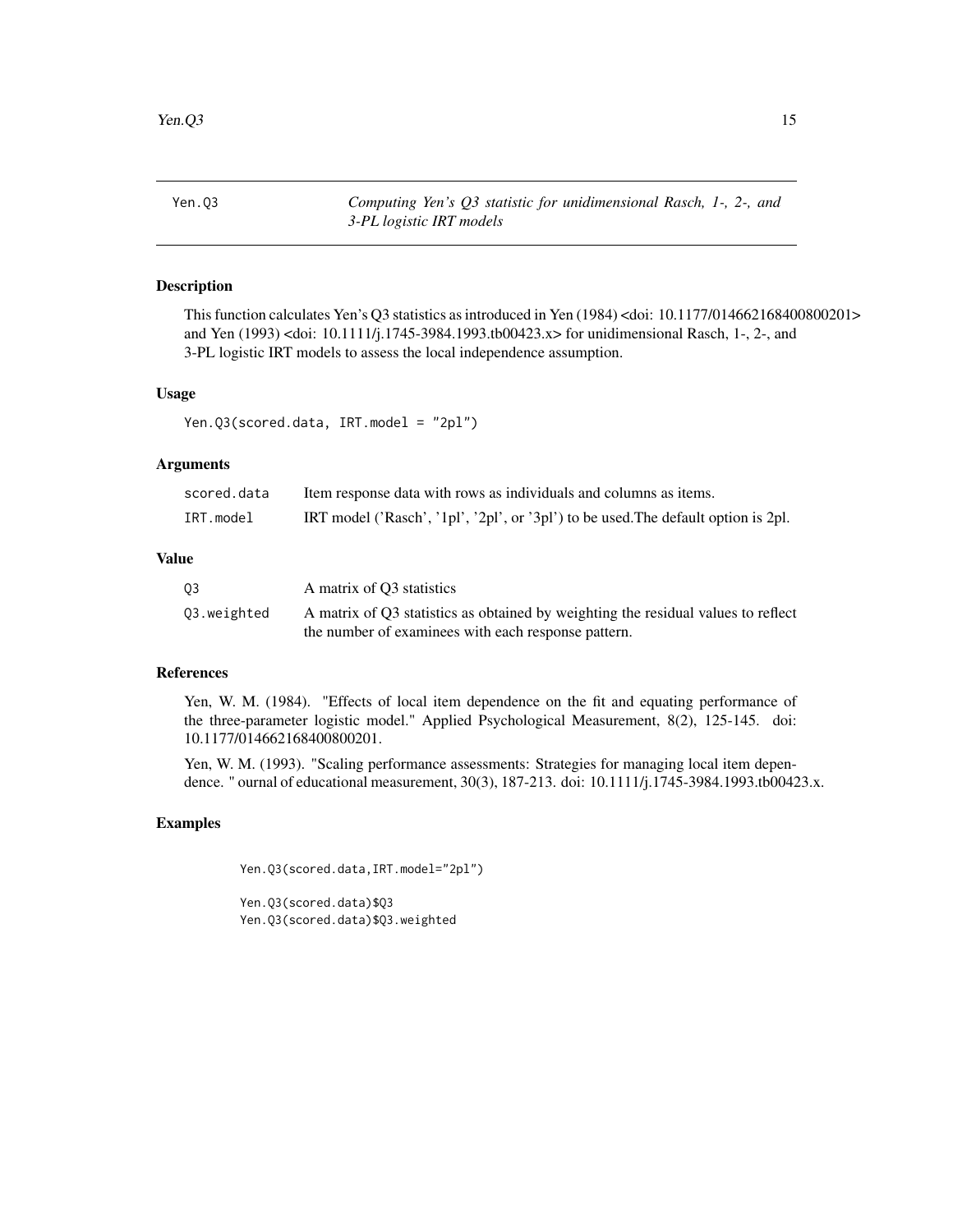## Yen.Q3 — *Computing Yen's Q3 statistic for unidimensional Rasch, 1-, 2-, and 3-PL logistic IRT models*

### Description

This function calculates Yen's Q3 statistics as introduced in Yen (1984) <doi: 10.1177/014662168400800201> and Yen (1993) <doi: 10.1111/j.1745-3984.1993.tb00423.x> for unidimensional Rasch, 1-, 2-, and 3-PL logistic IRT models to assess the local independence assumption.

### Usage

```
Yen.Q3(scored.data, IRT.model = "2pl")
```

### Arguments

| | |
|---|---|
| `scored.data` | Item response data with rows as individuals and columns as items. |
| `IRT.model` | IRT model ('Rasch', '1pl', '2pl', or '3pl') to be used.The default option is 2pl. |

### Value

| | |
|---|---|
| `Q3` | A matrix of Q3 statistics |
| `Q3.weighted` | A matrix of Q3 statistics as obtained by weighting the residual values to reflect the number of examinees with each response pattern. |

### References

Yen, W. M. (1984). "Effects of local item dependence on the fit and equating performance of the three-parameter logistic model." Applied Psychological Measurement, 8(2), 125-145. doi: 10.1177/014662168400800201.

Yen, W. M. (1993). "Scaling performance assessments: Strategies for managing local item dependence. " ournal of educational measurement, 30(3), 187-213. doi: 10.1111/j.1745-3984.1993.tb00423.x.

### Examples

```
Yen.Q3(scored.data,IRT.model="2pl")

Yen.Q3(scored.data)$Q3
Yen.Q3(scored.data)$Q3.weighted
```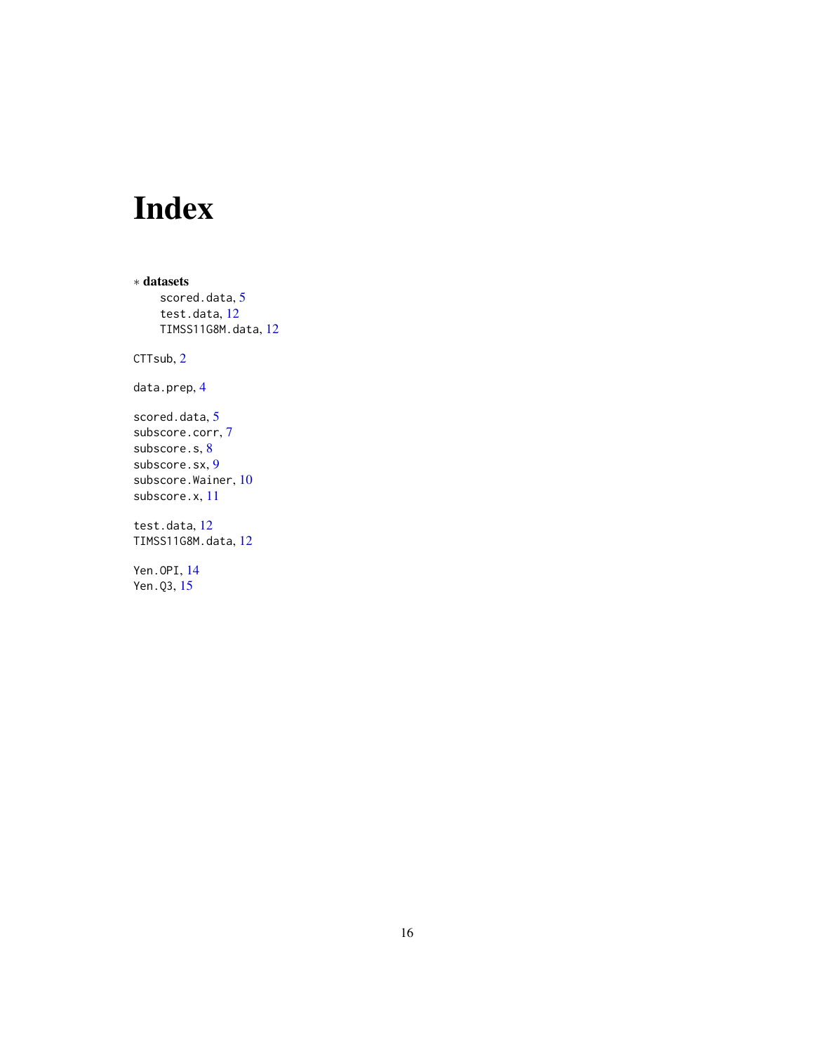# Index

∗ **datasets**
  scored.data, 5
  test.data, 12
  TIMSS11G8M.data, 12

CTTsub, 2

data.prep, 4

scored.data, 5
subscore.corr, 7
subscore.s, 8
subscore.sx, 9
subscore.Wainer, 10
subscore.x, 11

test.data, 12
TIMSS11G8M.data, 12

Yen.OPI, 14
Yen.Q3, 15